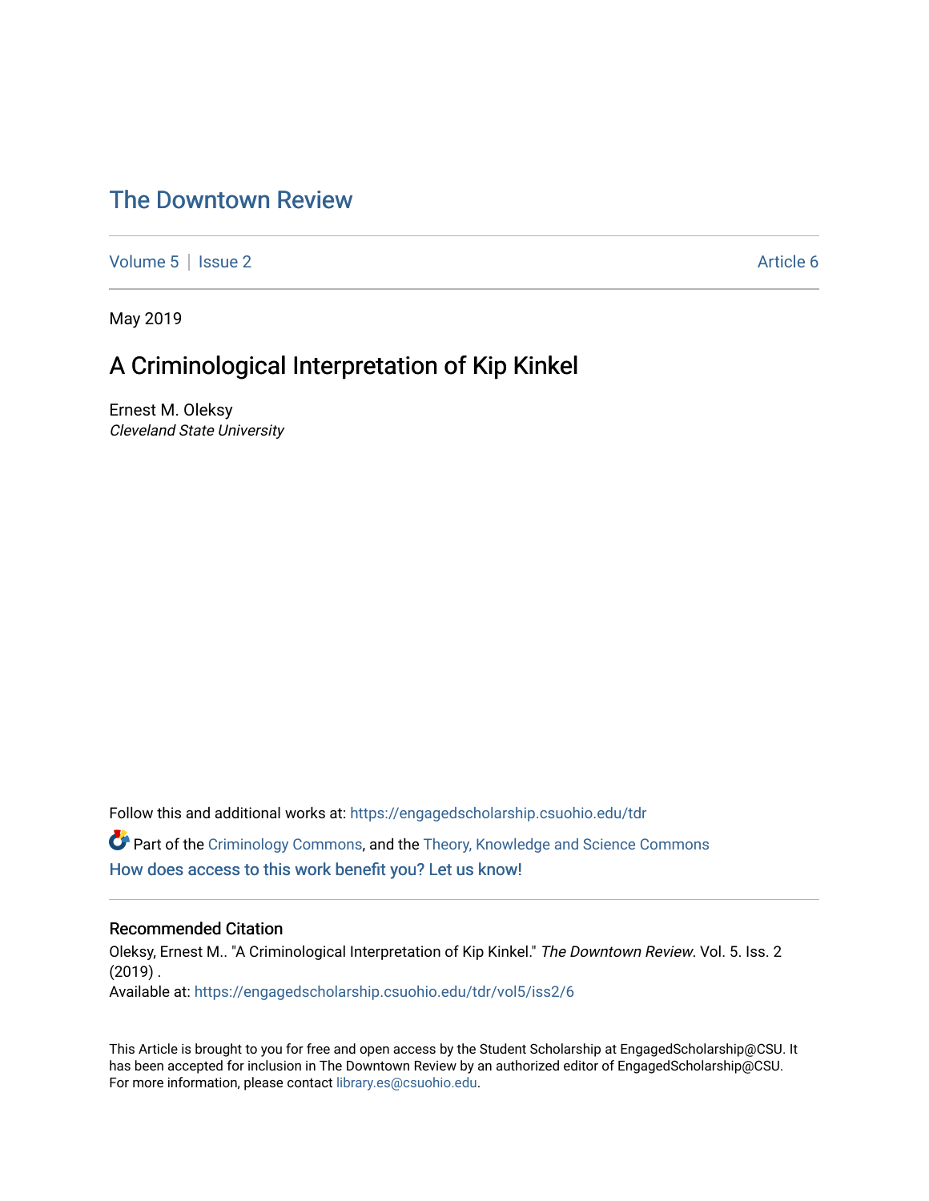# The Downtown Review

Volume 5 | Issue 2 Article 6

May 2019

## A Criminological Interpretation of Kip Kinkel

Ernest M. Oleksy
*Cleveland State University*

Follow this and additional works at: https://engagedscholarship.csuohio.edu/tdr

Part of the Criminology Commons, and the Theory, Knowledge and Science Commons

How does access to this work benefit you? Let us know!

### Recommended Citation

Oleksy, Ernest M.. "A Criminological Interpretation of Kip Kinkel." *The Downtown Review*. Vol. 5. Iss. 2 (2019) .
Available at: https://engagedscholarship.csuohio.edu/tdr/vol5/iss2/6

This Article is brought to you for free and open access by the Student Scholarship at EngagedScholarship@CSU. It has been accepted for inclusion in The Downtown Review by an authorized editor of EngagedScholarship@CSU. For more information, please contact library.es@csuohio.edu.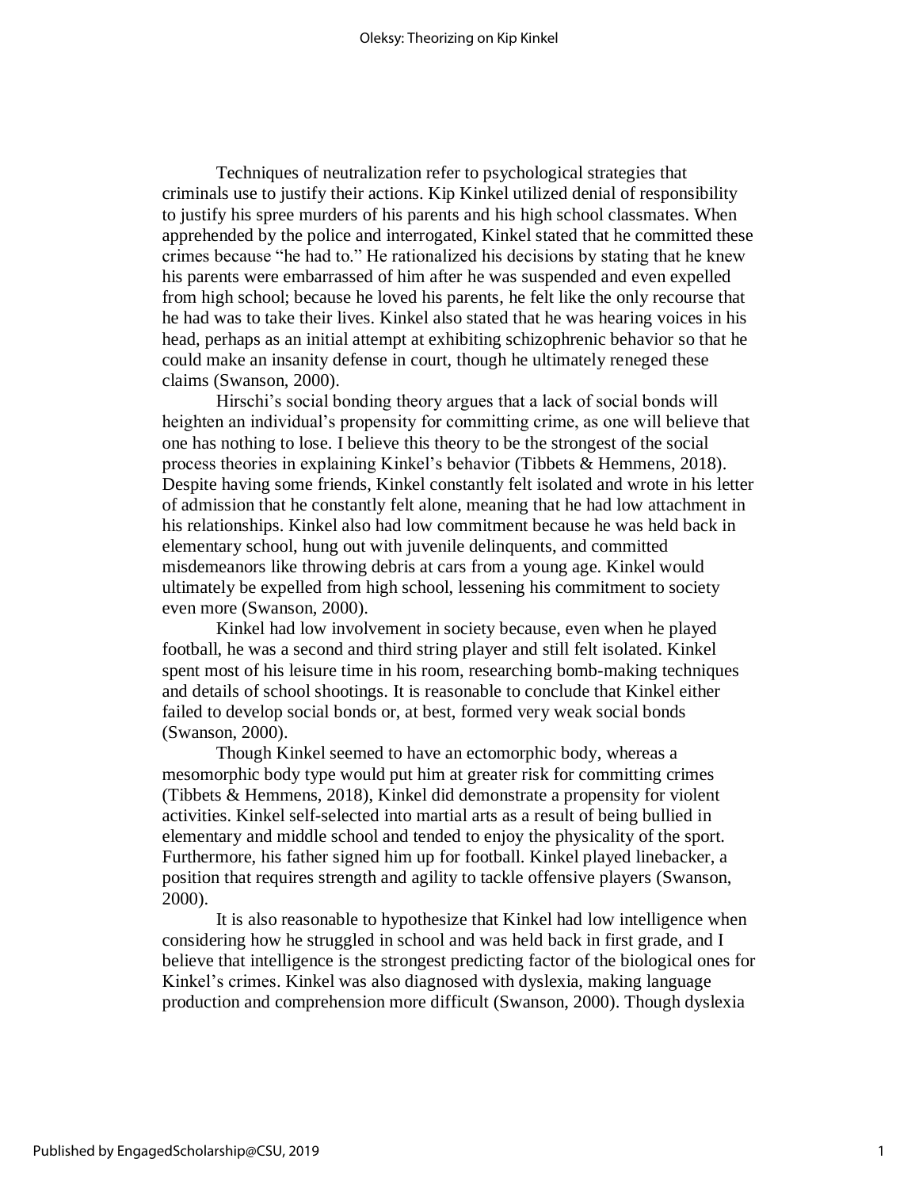Techniques of neutralization refer to psychological strategies that criminals use to justify their actions. Kip Kinkel utilized denial of responsibility to justify his spree murders of his parents and his high school classmates. When apprehended by the police and interrogated, Kinkel stated that he committed these crimes because "he had to." He rationalized his decisions by stating that he knew his parents were embarrassed of him after he was suspended and even expelled from high school; because he loved his parents, he felt like the only recourse that he had was to take their lives. Kinkel also stated that he was hearing voices in his head, perhaps as an initial attempt at exhibiting schizophrenic behavior so that he could make an insanity defense in court, though he ultimately reneged these claims (Swanson, 2000).

Hirschi's social bonding theory argues that a lack of social bonds will heighten an individual's propensity for committing crime, as one will believe that one has nothing to lose. I believe this theory to be the strongest of the social process theories in explaining Kinkel's behavior (Tibbets & Hemmens, 2018). Despite having some friends, Kinkel constantly felt isolated and wrote in his letter of admission that he constantly felt alone, meaning that he had low attachment in his relationships. Kinkel also had low commitment because he was held back in elementary school, hung out with juvenile delinquents, and committed misdemeanors like throwing debris at cars from a young age. Kinkel would ultimately be expelled from high school, lessening his commitment to society even more (Swanson, 2000).

Kinkel had low involvement in society because, even when he played football, he was a second and third string player and still felt isolated. Kinkel spent most of his leisure time in his room, researching bomb-making techniques and details of school shootings. It is reasonable to conclude that Kinkel either failed to develop social bonds or, at best, formed very weak social bonds (Swanson, 2000).

Though Kinkel seemed to have an ectomorphic body, whereas a mesomorphic body type would put him at greater risk for committing crimes (Tibbets & Hemmens, 2018), Kinkel did demonstrate a propensity for violent activities. Kinkel self-selected into martial arts as a result of being bullied in elementary and middle school and tended to enjoy the physicality of the sport. Furthermore, his father signed him up for football. Kinkel played linebacker, a position that requires strength and agility to tackle offensive players (Swanson, 2000).

It is also reasonable to hypothesize that Kinkel had low intelligence when considering how he struggled in school and was held back in first grade, and I believe that intelligence is the strongest predicting factor of the biological ones for Kinkel's crimes. Kinkel was also diagnosed with dyslexia, making language production and comprehension more difficult (Swanson, 2000). Though dyslexia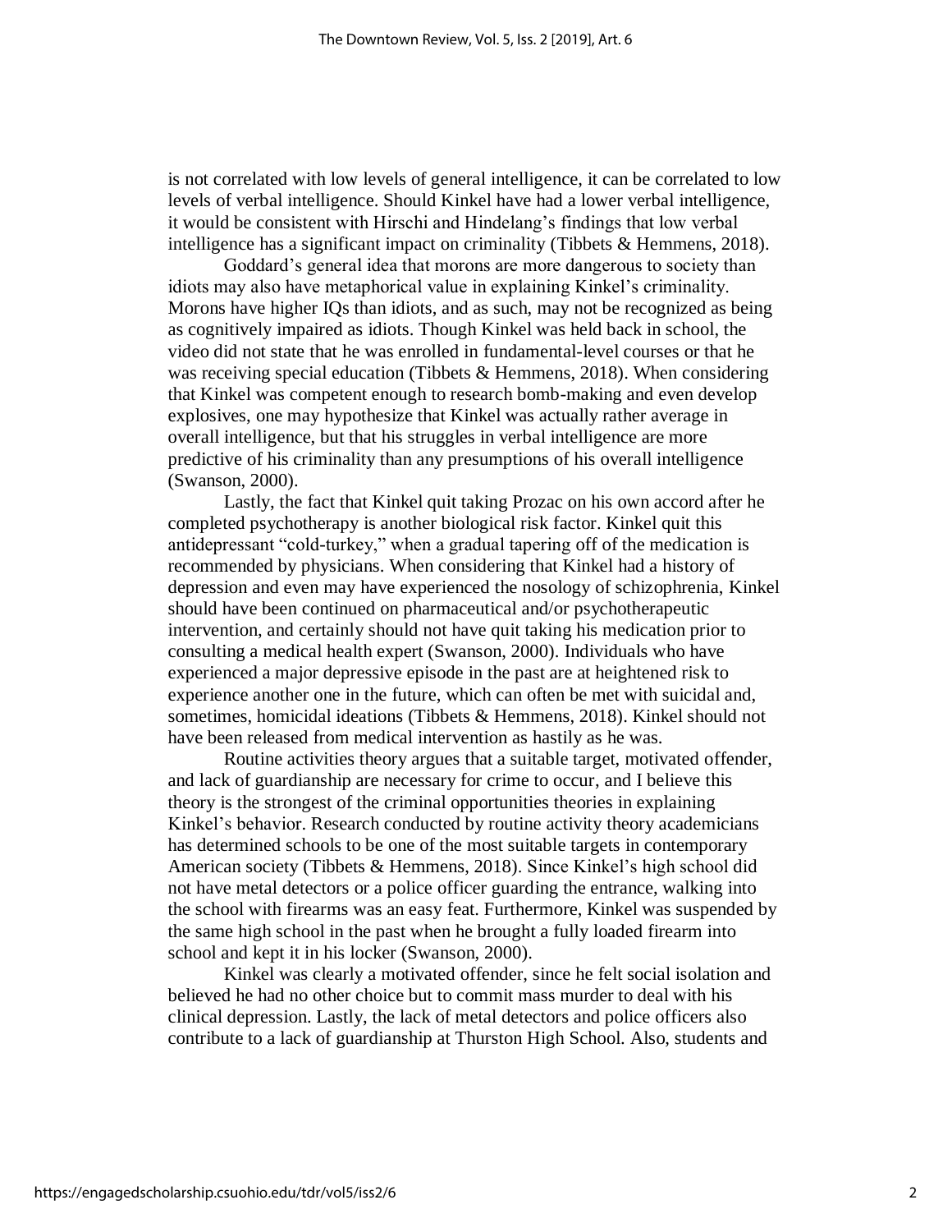is not correlated with low levels of general intelligence, it can be correlated to low levels of verbal intelligence. Should Kinkel have had a lower verbal intelligence, it would be consistent with Hirschi and Hindelang's findings that low verbal intelligence has a significant impact on criminality (Tibbets & Hemmens, 2018).

Goddard's general idea that morons are more dangerous to society than idiots may also have metaphorical value in explaining Kinkel's criminality. Morons have higher IQs than idiots, and as such, may not be recognized as being as cognitively impaired as idiots. Though Kinkel was held back in school, the video did not state that he was enrolled in fundamental-level courses or that he was receiving special education (Tibbets & Hemmens, 2018). When considering that Kinkel was competent enough to research bomb-making and even develop explosives, one may hypothesize that Kinkel was actually rather average in overall intelligence, but that his struggles in verbal intelligence are more predictive of his criminality than any presumptions of his overall intelligence (Swanson, 2000).

Lastly, the fact that Kinkel quit taking Prozac on his own accord after he completed psychotherapy is another biological risk factor. Kinkel quit this antidepressant "cold-turkey," when a gradual tapering off of the medication is recommended by physicians. When considering that Kinkel had a history of depression and even may have experienced the nosology of schizophrenia, Kinkel should have been continued on pharmaceutical and/or psychotherapeutic intervention, and certainly should not have quit taking his medication prior to consulting a medical health expert (Swanson, 2000). Individuals who have experienced a major depressive episode in the past are at heightened risk to experience another one in the future, which can often be met with suicidal and, sometimes, homicidal ideations (Tibbets & Hemmens, 2018). Kinkel should not have been released from medical intervention as hastily as he was.

Routine activities theory argues that a suitable target, motivated offender, and lack of guardianship are necessary for crime to occur, and I believe this theory is the strongest of the criminal opportunities theories in explaining Kinkel's behavior. Research conducted by routine activity theory academicians has determined schools to be one of the most suitable targets in contemporary American society (Tibbets & Hemmens, 2018). Since Kinkel's high school did not have metal detectors or a police officer guarding the entrance, walking into the school with firearms was an easy feat. Furthermore, Kinkel was suspended by the same high school in the past when he brought a fully loaded firearm into school and kept it in his locker (Swanson, 2000).

Kinkel was clearly a motivated offender, since he felt social isolation and believed he had no other choice but to commit mass murder to deal with his clinical depression. Lastly, the lack of metal detectors and police officers also contribute to a lack of guardianship at Thurston High School. Also, students and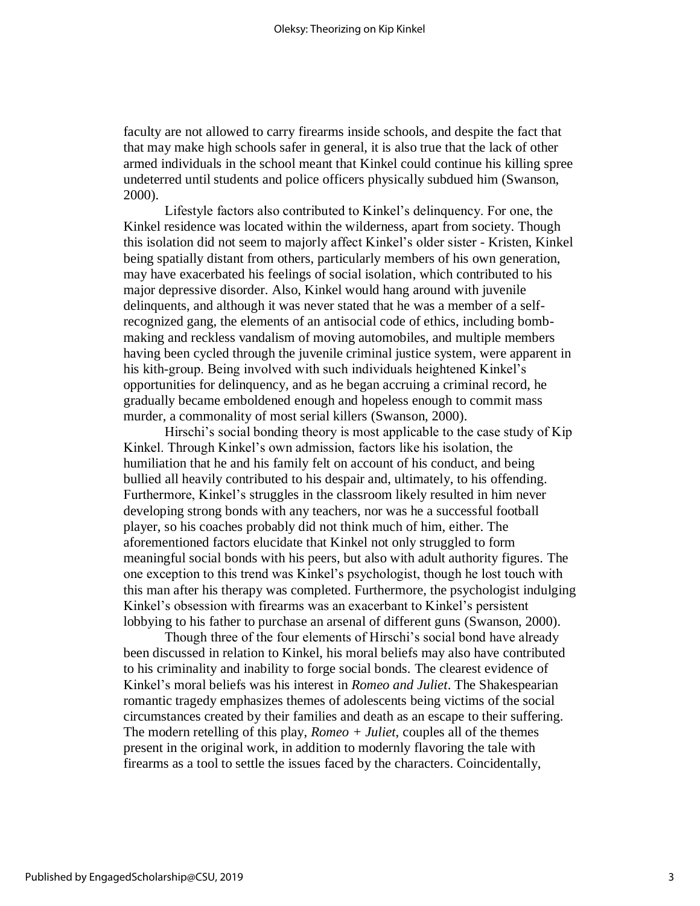faculty are not allowed to carry firearms inside schools, and despite the fact that that may make high schools safer in general, it is also true that the lack of other armed individuals in the school meant that Kinkel could continue his killing spree undeterred until students and police officers physically subdued him (Swanson, 2000).

Lifestyle factors also contributed to Kinkel's delinquency. For one, the Kinkel residence was located within the wilderness, apart from society. Though this isolation did not seem to majorly affect Kinkel's older sister - Kristen, Kinkel being spatially distant from others, particularly members of his own generation, may have exacerbated his feelings of social isolation, which contributed to his major depressive disorder. Also, Kinkel would hang around with juvenile delinquents, and although it was never stated that he was a member of a self-recognized gang, the elements of an antisocial code of ethics, including bomb-making and reckless vandalism of moving automobiles, and multiple members having been cycled through the juvenile criminal justice system, were apparent in his kith-group. Being involved with such individuals heightened Kinkel's opportunities for delinquency, and as he began accruing a criminal record, he gradually became emboldened enough and hopeless enough to commit mass murder, a commonality of most serial killers (Swanson, 2000).

Hirschi's social bonding theory is most applicable to the case study of Kip Kinkel. Through Kinkel's own admission, factors like his isolation, the humiliation that he and his family felt on account of his conduct, and being bullied all heavily contributed to his despair and, ultimately, to his offending. Furthermore, Kinkel's struggles in the classroom likely resulted in him never developing strong bonds with any teachers, nor was he a successful football player, so his coaches probably did not think much of him, either. The aforementioned factors elucidate that Kinkel not only struggled to form meaningful social bonds with his peers, but also with adult authority figures. The one exception to this trend was Kinkel's psychologist, though he lost touch with this man after his therapy was completed. Furthermore, the psychologist indulging Kinkel's obsession with firearms was an exacerbant to Kinkel's persistent lobbying to his father to purchase an arsenal of different guns (Swanson, 2000).

Though three of the four elements of Hirschi's social bond have already been discussed in relation to Kinkel, his moral beliefs may also have contributed to his criminality and inability to forge social bonds. The clearest evidence of Kinkel's moral beliefs was his interest in *Romeo and Juliet*. The Shakespearian romantic tragedy emphasizes themes of adolescents being victims of the social circumstances created by their families and death as an escape to their suffering. The modern retelling of this play, *Romeo + Juliet*, couples all of the themes present in the original work, in addition to modernly flavoring the tale with firearms as a tool to settle the issues faced by the characters. Coincidentally,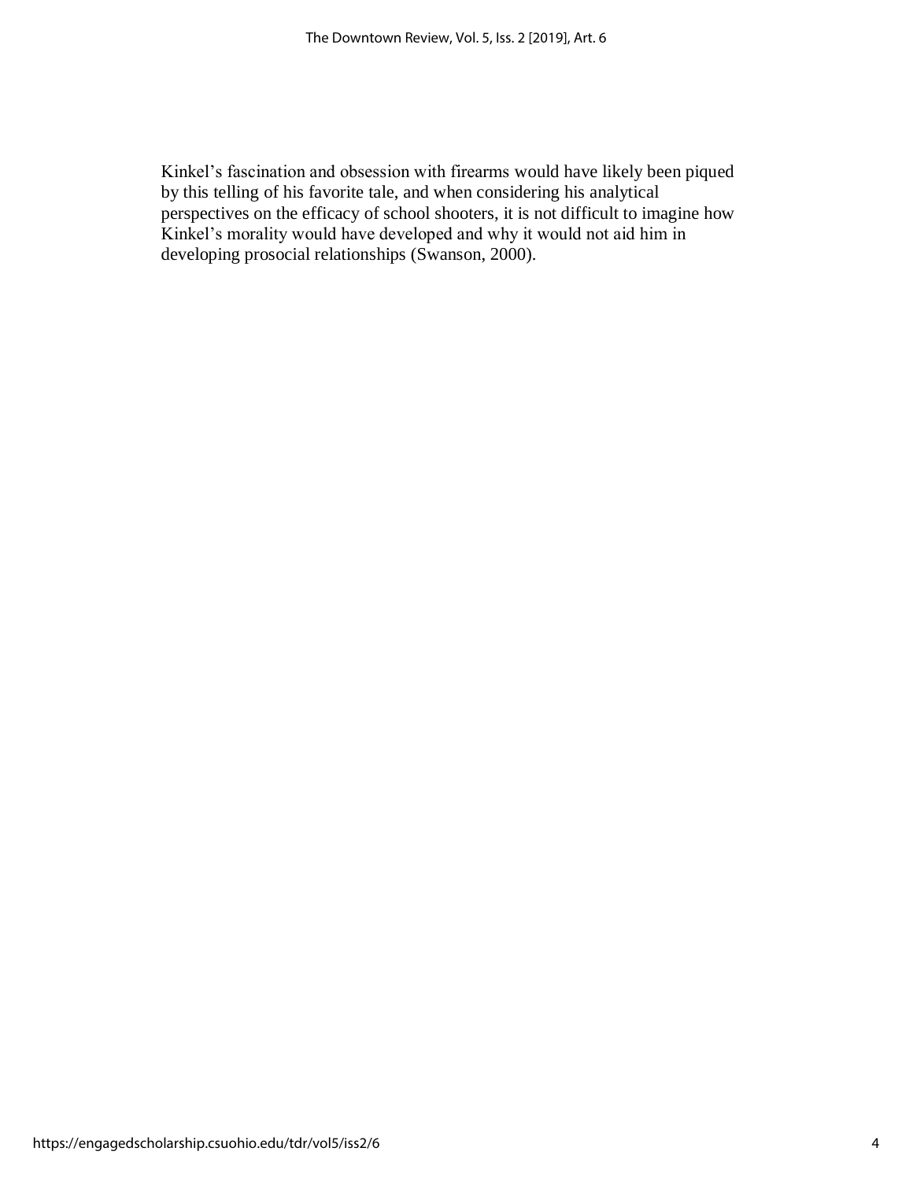Kinkel's fascination and obsession with firearms would have likely been piqued by this telling of his favorite tale, and when considering his analytical perspectives on the efficacy of school shooters, it is not difficult to imagine how Kinkel's morality would have developed and why it would not aid him in developing prosocial relationships (Swanson, 2000).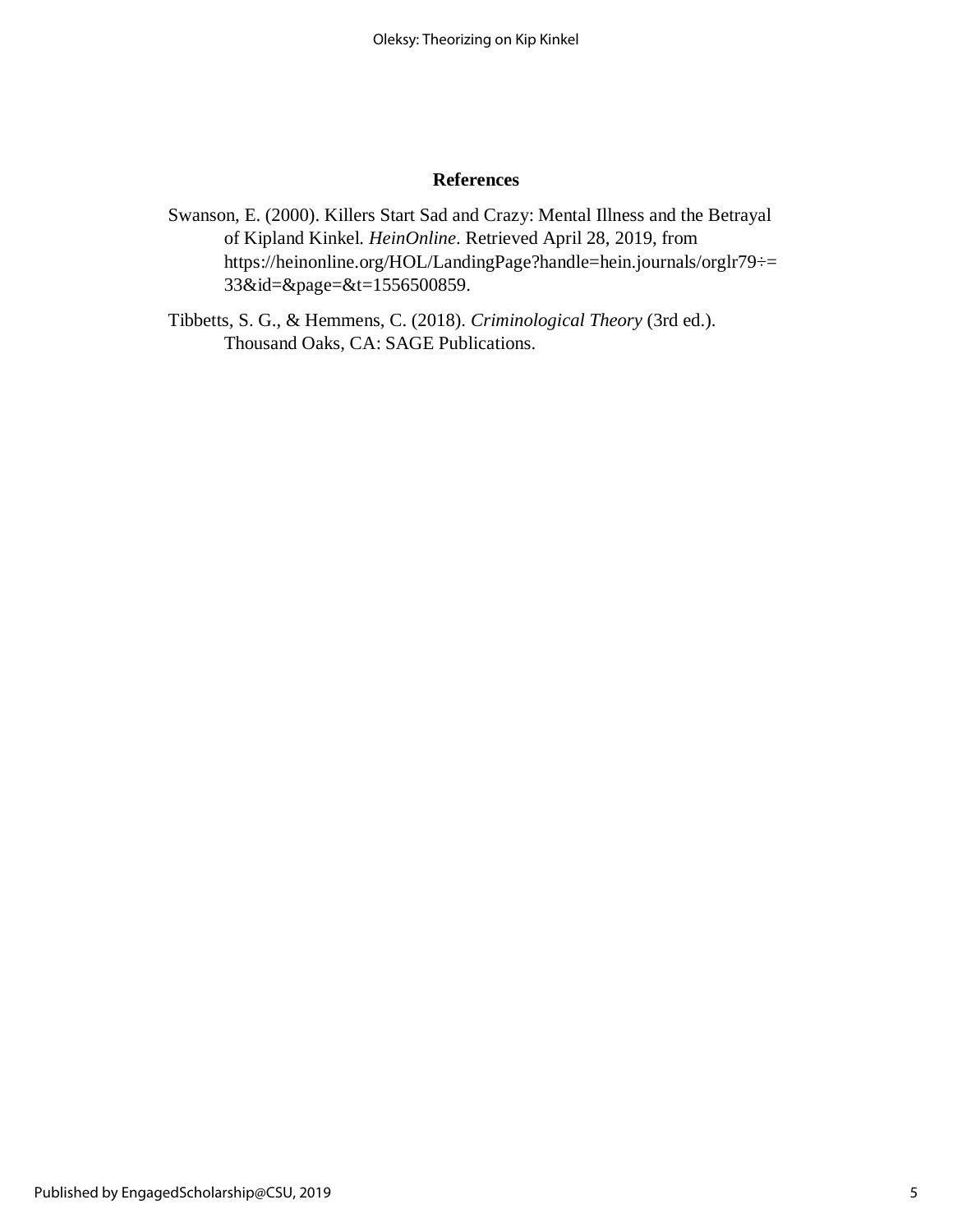## References

Swanson, E. (2000). Killers Start Sad and Crazy: Mental Illness and the Betrayal of Kipland Kinkel. *HeinOnline*. Retrieved April 28, 2019, from https://heinonline.org/HOL/LandingPage?handle=hein.journals/orglr79÷=33&id=&page=&t=1556500859.

Tibbetts, S. G., & Hemmens, C. (2018). *Criminological Theory* (3rd ed.). Thousand Oaks, CA: SAGE Publications.